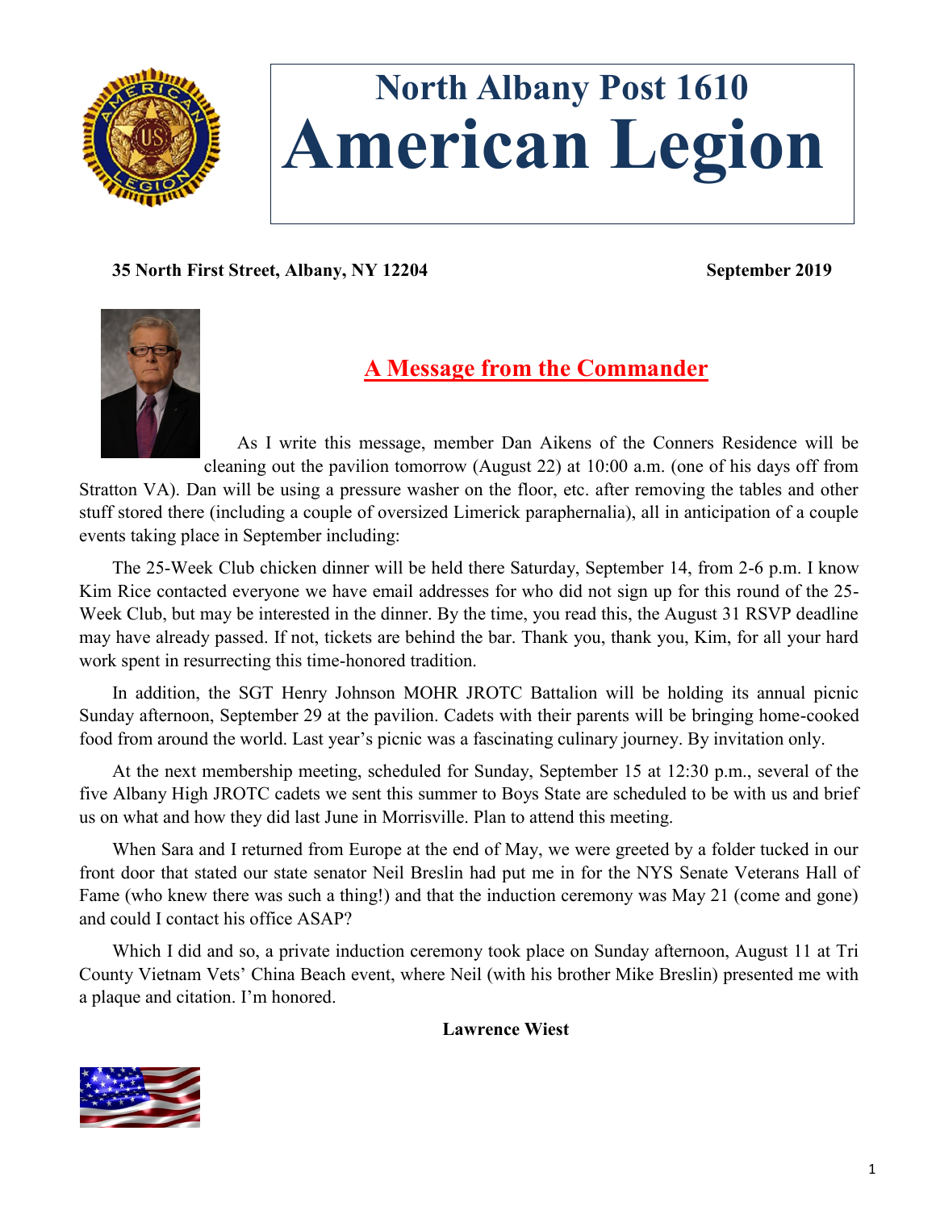# North Albany Post 1610
# American Legion

**35 North First Street, Albany, NY 12204** **September 2019**

## A Message from the Commander

As I write this message, member Dan Aikens of the Conners Residence will be cleaning out the pavilion tomorrow (August 22) at 10:00 a.m. (one of his days off from Stratton VA). Dan will be using a pressure washer on the floor, etc. after removing the tables and other stuff stored there (including a couple of oversized Limerick paraphernalia), all in anticipation of a couple events taking place in September including:

The 25-Week Club chicken dinner will be held there Saturday, September 14, from 2-6 p.m. I know Kim Rice contacted everyone we have email addresses for who did not sign up for this round of the 25-Week Club, but may be interested in the dinner. By the time, you read this, the August 31 RSVP deadline may have already passed. If not, tickets are behind the bar. Thank you, thank you, Kim, for all your hard work spent in resurrecting this time-honored tradition.

In addition, the SGT Henry Johnson MOHR JROTC Battalion will be holding its annual picnic Sunday afternoon, September 29 at the pavilion. Cadets with their parents will be bringing home-cooked food from around the world. Last year's picnic was a fascinating culinary journey. By invitation only.

At the next membership meeting, scheduled for Sunday, September 15 at 12:30 p.m., several of the five Albany High JROTC cadets we sent this summer to Boys State are scheduled to be with us and brief us on what and how they did last June in Morrisville. Plan to attend this meeting.

When Sara and I returned from Europe at the end of May, we were greeted by a folder tucked in our front door that stated our state senator Neil Breslin had put me in for the NYS Senate Veterans Hall of Fame (who knew there was such a thing!) and that the induction ceremony was May 21 (come and gone) and could I contact his office ASAP?

Which I did and so, a private induction ceremony took place on Sunday afternoon, August 11 at Tri County Vietnam Vets' China Beach event, where Neil (with his brother Mike Breslin) presented me with a plaque and citation. I'm honored.

**Lawrence Wiest**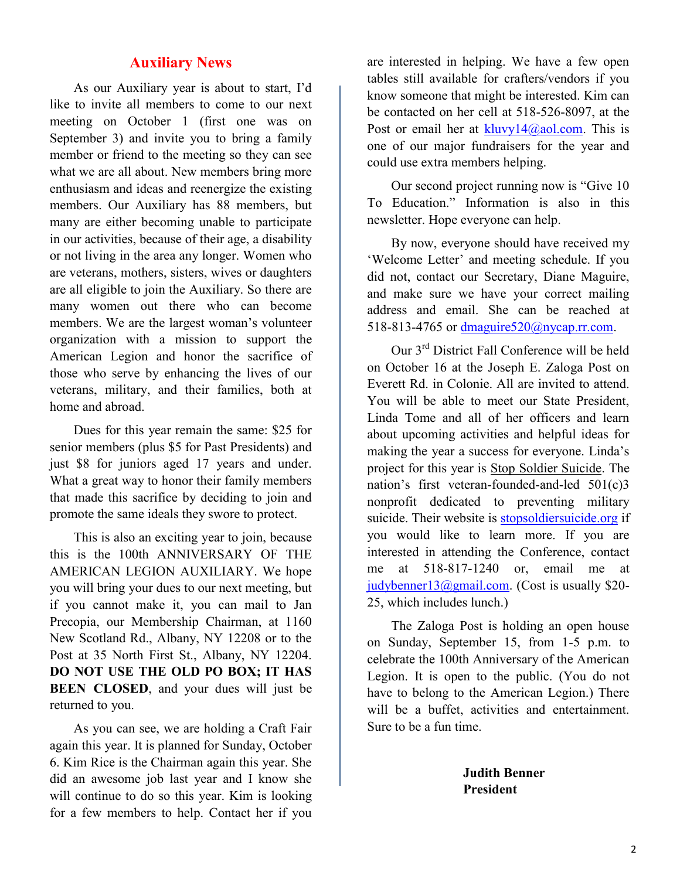## Auxiliary News

As our Auxiliary year is about to start, I'd like to invite all members to come to our next meeting on October 1 (first one was on September 3) and invite you to bring a family member or friend to the meeting so they can see what we are all about. New members bring more enthusiasm and ideas and reenergize the existing members. Our Auxiliary has 88 members, but many are either becoming unable to participate in our activities, because of their age, a disability or not living in the area any longer. Women who are veterans, mothers, sisters, wives or daughters are all eligible to join the Auxiliary. So there are many women out there who can become members. We are the largest woman's volunteer organization with a mission to support the American Legion and honor the sacrifice of those who serve by enhancing the lives of our veterans, military, and their families, both at home and abroad.

Dues for this year remain the same: $25 for senior members (plus $5 for Past Presidents) and just $8 for juniors aged 17 years and under. What a great way to honor their family members that made this sacrifice by deciding to join and promote the same ideals they swore to protect.

This is also an exciting year to join, because this is the 100th ANNIVERSARY OF THE AMERICAN LEGION AUXILIARY. We hope you will bring your dues to our next meeting, but if you cannot make it, you can mail to Jan Precopia, our Membership Chairman, at 1160 New Scotland Rd., Albany, NY 12208 or to the Post at 35 North First St., Albany, NY 12204. **DO NOT USE THE OLD PO BOX; IT HAS BEEN CLOSED**, and your dues will just be returned to you.

As you can see, we are holding a Craft Fair again this year. It is planned for Sunday, October 6. Kim Rice is the Chairman again this year. She did an awesome job last year and I know she will continue to do so this year. Kim is looking for a few members to help. Contact her if you are interested in helping. We have a few open tables still available for crafters/vendors if you know someone that might be interested. Kim can be contacted on her cell at 518-526-8097, at the Post or email her at kluvy14@aol.com. This is one of our major fundraisers for the year and could use extra members helping.

Our second project running now is "Give 10 To Education." Information is also in this newsletter. Hope everyone can help.

By now, everyone should have received my 'Welcome Letter' and meeting schedule. If you did not, contact our Secretary, Diane Maguire, and make sure we have your correct mailing address and email. She can be reached at 518-813-4765 or dmaguire520@nycap.rr.com.

Our 3rd District Fall Conference will be held on October 16 at the Joseph E. Zaloga Post on Everett Rd. in Colonie. All are invited to attend. You will be able to meet our State President, Linda Tome and all of her officers and learn about upcoming activities and helpful ideas for making the year a success for everyone. Linda's project for this year is Stop Soldier Suicide. The nation's first veteran-founded-and-led 501(c)3 nonprofit dedicated to preventing military suicide. Their website is stopsoldiersuicide.org if you would like to learn more. If you are interested in attending the Conference, contact me at 518-817-1240 or, email me at judybenner13@gmail.com. (Cost is usually $20-25, which includes lunch.)

The Zaloga Post is holding an open house on Sunday, September 15, from 1-5 p.m. to celebrate the 100th Anniversary of the American Legion. It is open to the public. (You do not have to belong to the American Legion.) There will be a buffet, activities and entertainment. Sure to be a fun time.

**Judith Benner**
**President**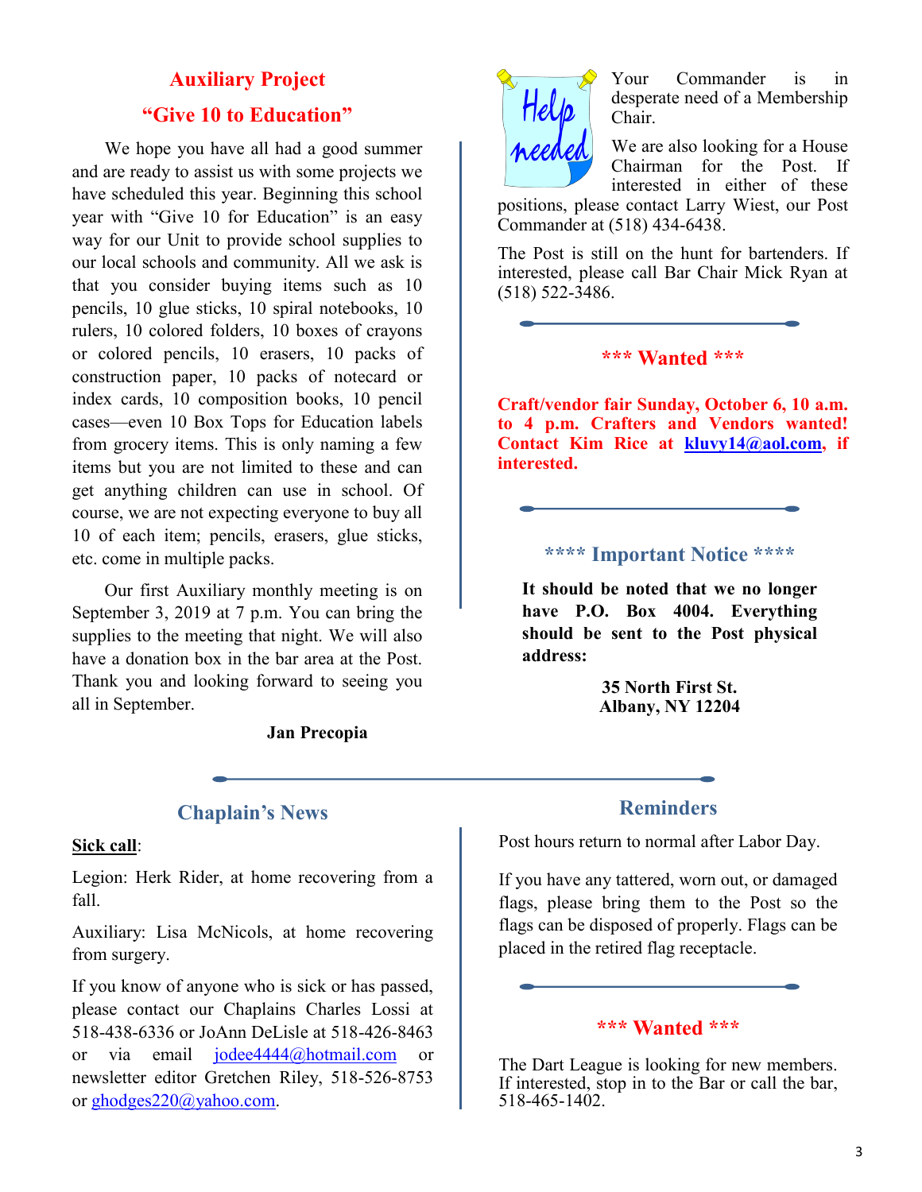## Auxiliary Project

## "Give 10 to Education"

We hope you have all had a good summer and are ready to assist us with some projects we have scheduled this year. Beginning this school year with "Give 10 for Education" is an easy way for our Unit to provide school supplies to our local schools and community. All we ask is that you consider buying items such as 10 pencils, 10 glue sticks, 10 spiral notebooks, 10 rulers, 10 colored folders, 10 boxes of crayons or colored pencils, 10 erasers, 10 packs of construction paper, 10 packs of notecard or index cards, 10 composition books, 10 pencil cases—even 10 Box Tops for Education labels from grocery items. This is only naming a few items but you are not limited to these and can get anything children can use in school. Of course, we are not expecting everyone to buy all 10 of each item; pencils, erasers, glue sticks, etc. come in multiple packs.

Our first Auxiliary monthly meeting is on September 3, 2019 at 7 p.m. You can bring the supplies to the meeting that night. We will also have a donation box in the bar area at the Post. Thank you and looking forward to seeing you all in September.

**Jan Precopia**

Help needed

Your Commander is in desperate need of a Membership Chair.

We are also looking for a House Chairman for the Post. If interested in either of these positions, please contact Larry Wiest, our Post Commander at (518) 434-6438.

The Post is still on the hunt for bartenders. If interested, please call Bar Chair Mick Ryan at (518) 522-3486.

## \*\*\* Wanted \*\*\*

**Craft/vendor fair Sunday, October 6, 10 a.m. to 4 p.m. Crafters and Vendors wanted! Contact Kim Rice at kluvy14@aol.com, if interested.**

## \*\*\*\* Important Notice \*\*\*\*

**It should be noted that we no longer have P.O. Box 4004. Everything should be sent to the Post physical address:**

**35 North First St.**
**Albany, NY 12204**

## Chaplain's News

**Sick call**:

Legion: Herk Rider, at home recovering from a fall.

Auxiliary: Lisa McNicols, at home recovering from surgery.

If you know of anyone who is sick or has passed, please contact our Chaplains Charles Lossi at 518-438-6336 or JoAnn DeLisle at 518-426-8463 or via email jodee4444@hotmail.com or newsletter editor Gretchen Riley, 518-526-8753 or ghodges220@yahoo.com.

## Reminders

Post hours return to normal after Labor Day.

If you have any tattered, worn out, or damaged flags, please bring them to the Post so the flags can be disposed of properly. Flags can be placed in the retired flag receptacle.

## \*\*\* Wanted \*\*\*

The Dart League is looking for new members. If interested, stop in to the Bar or call the bar, 518-465-1402.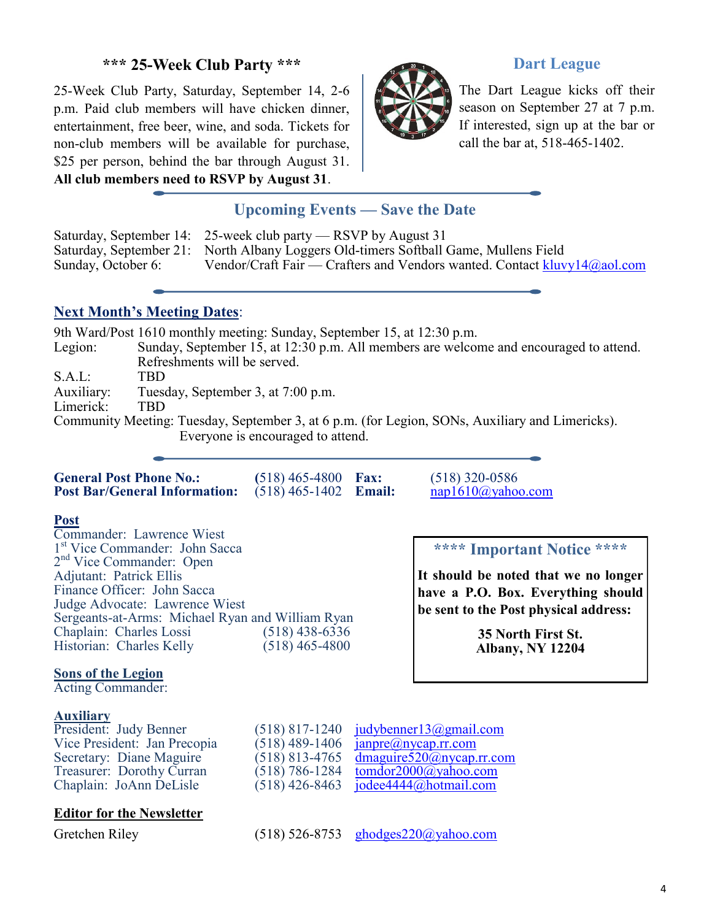### *** 25-Week Club Party ***

25-Week Club Party, Saturday, September 14, 2-6 p.m. Paid club members will have chicken dinner, entertainment, free beer, wine, and soda. Tickets for non-club members will be available for purchase, $25 per person, behind the bar through August 31. **All club members need to RSVP by August 31**.

### Dart League

The Dart League kicks off their season on September 27 at 7 p.m. If interested, sign up at the bar or call the bar at, 518-465-1402.

## Upcoming Events — Save the Date

| | |
|---|---|
| Saturday, September 14: | 25-week club party — RSVP by August 31 |
| Saturday, September 21: | North Albany Loggers Old-timers Softball Game, Mullens Field |
| Sunday, October 6: | Vendor/Craft Fair — Crafters and Vendors wanted. Contact kluvy14@aol.com |

## Next Month's Meeting Dates:

9th Ward/Post 1610 monthly meeting: Sunday, September 15, at 12:30 p.m.

| | |
|---|---|
| Legion: | Sunday, September 15, at 12:30 p.m. All members are welcome and encouraged to attend. Refreshments will be served. |
| S.A.L: | TBD |
| Auxiliary: | Tuesday, September 3, at 7:00 p.m. |
| Limerick: | TBD |

Community Meeting: Tuesday, September 3, at 6 p.m. (for Legion, SONs, Auxiliary and Limericks). Everyone is encouraged to attend.

| | | | |
|---|---|---|---|
| **General Post Phone No.:** | (518) 465-4800 | **Fax:** | (518) 320-0586 |
| **Post Bar/General Information:** | (518) 465-1402 | **Email:** | nap1610@yahoo.com |

**Post**

Commander: Lawrence Wiest
1st Vice Commander: John Sacca
2nd Vice Commander: Open
Adjutant: Patrick Ellis
Finance Officer: John Sacca
Judge Advocate: Lawrence Wiest
Sergeants-at-Arms: Michael Ryan and William Ryan
Chaplain: Charles Lossi (518) 438-6336
Historian: Charles Kelly (518) 465-4800

**Sons of the Legion**

Acting Commander:

**Auxiliary**

| | | |
|---|---|---|
| President: Judy Benner | (518) 817-1240 | judybenner13@gmail.com |
| Vice President: Jan Precopia | (518) 489-1406 | janpre@nycap.rr.com |
| Secretary: Diane Maguire | (518) 813-4765 | dmaguire520@nycap.rr.com |
| Treasurer: Dorothy Curran | (518) 786-1284 | tomdor2000@yahoo.com |
| Chaplain: JoAnn DeLisle | (518) 426-8463 | jodee4444@hotmail.com |

**Editor for the Newsletter**

Gretchen Riley (518) 526-8753 ghodges220@yahoo.com

### **** Important Notice ****

**It should be noted that we no longer have a P.O. Box. Everything should be sent to the Post physical address:**

**35 North First St.**
**Albany, NY 12204**